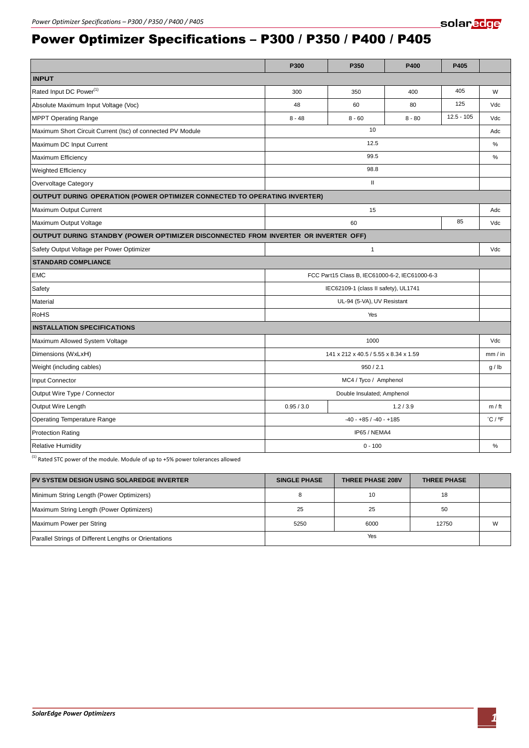# Power Optimizer Specifications – P300 / P350 / P400 / P405

| | P300 | P350 | P400 | P405 | |
|---|---|---|---|---|---|
| **INPUT** | | | | | |
| Rated Input DC Power[1] | 300 | 350 | 400 | 405 | W |
| Absolute Maximum Input Voltage (Voc) | 48 | 60 | 80 | 125 | Vdc |
| MPPT Operating Range | 8 - 48 | 8 - 60 | 8 - 80 | 12.5 - 105 | Vdc |
| Maximum Short Circuit Current (Isc) of connected PV Module | 10 | | | | Adc |
| Maximum DC Input Current | 12.5 | | | | % |
| Maximum Efficiency | 99.5 | | | | % |
| Weighted Efficiency | 98.8 | | | | |
| Overvoltage Category | II | | | | |
| **OUTPUT DURING OPERATION (POWER OPTIMIZER CONNECTED TO OPERATING INVERTER)** | | | | | |
| Maximum Output Current | 15 | | | | Adc |
| Maximum Output Voltage | 60 | | | 85 | Vdc |
| **OUTPUT DURING STANDBY (POWER OPTIMIZER DISCONNECTED FROM INVERTER OR INVERTER OFF)** | | | | | |
| Safety Output Voltage per Power Optimizer | 1 | | | | Vdc |
| **STANDARD COMPLIANCE** | | | | | |
| EMC | FCC Part15 Class B, IEC61000-6-2, IEC61000-6-3 | | | | |
| Safety | IEC62109-1 (class II safety), UL1741 | | | | |
| Material | UL-94 (5-VA), UV Resistant | | | | |
| RoHS | Yes | | | | |
| **INSTALLATION SPECIFICATIONS** | | | | | |
| Maximum Allowed System Voltage | 1000 | | | | Vdc |
| Dimensions (WxLxH) | 141 x 212 x 40.5 / 5.55 x 8.34 x 1.59 | | | | mm / in |
| Weight (including cables) | 950 / 2.1 | | | | g / lb |
| Input Connector | MC4 / Tyco / Amphenol | | | | |
| Output Wire Type / Connector | Double Insulated; Amphenol | | | | |
| Output Wire Length | 0.95 / 3.0 | 1.2 / 3.9 | | | m / ft |
| Operating Temperature Range | -40 - +85 / -40 - +185 | | | | ˚C / ºF |
| Protection Rating | IP65 / NEMA4 | | | | |
| Relative Humidity | 0 - 100 | | | | % |

[1] Rated STC power of the module. Module of up to +5% power tolerances allowed

| PV SYSTEM DESIGN USING SOLAREDGE INVERTER | SINGLE PHASE | THREE PHASE 208V | THREE PHASE | |
|---|---|---|---|---|
| Minimum String Length (Power Optimizers) | 8 | 10 | 18 | |
| Maximum String Length (Power Optimizers) | 25 | 25 | 50 | |
| Maximum Power per String | 5250 | 6000 | 12750 | W |
| Parallel Strings of Different Lengths or Orientations | Yes | | | |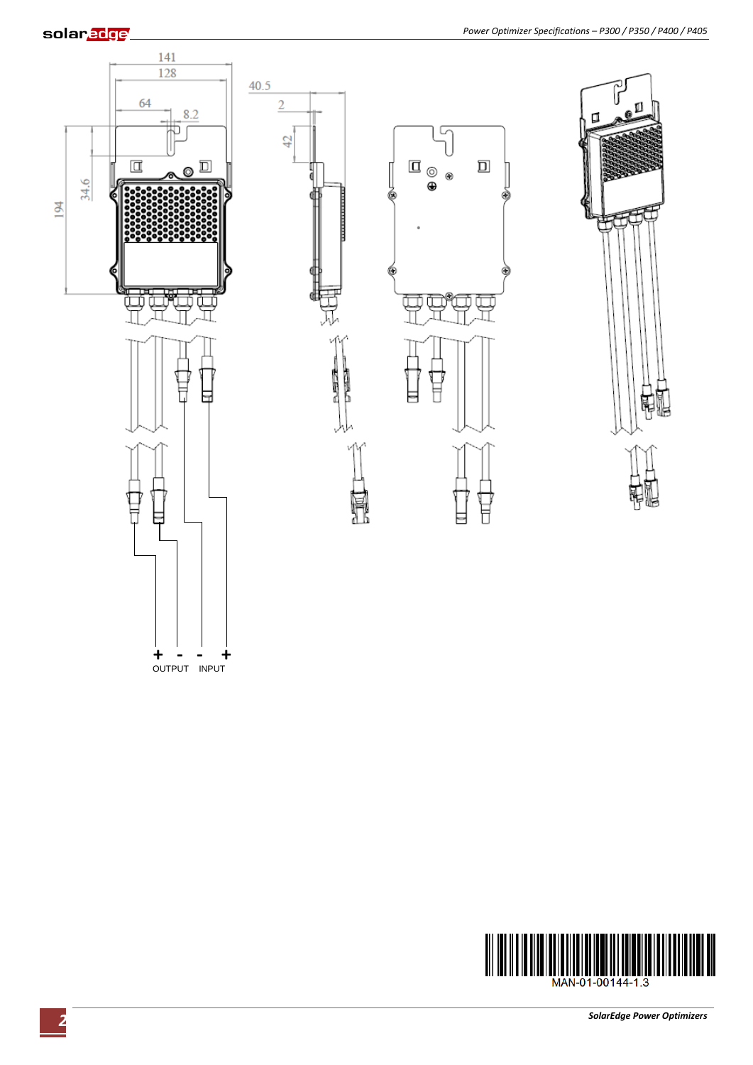141

128

64

8.2

40.5

2

42

34.6

194

\+ - - +

OUTPUT INPUT

MAN-01-00144-1.3